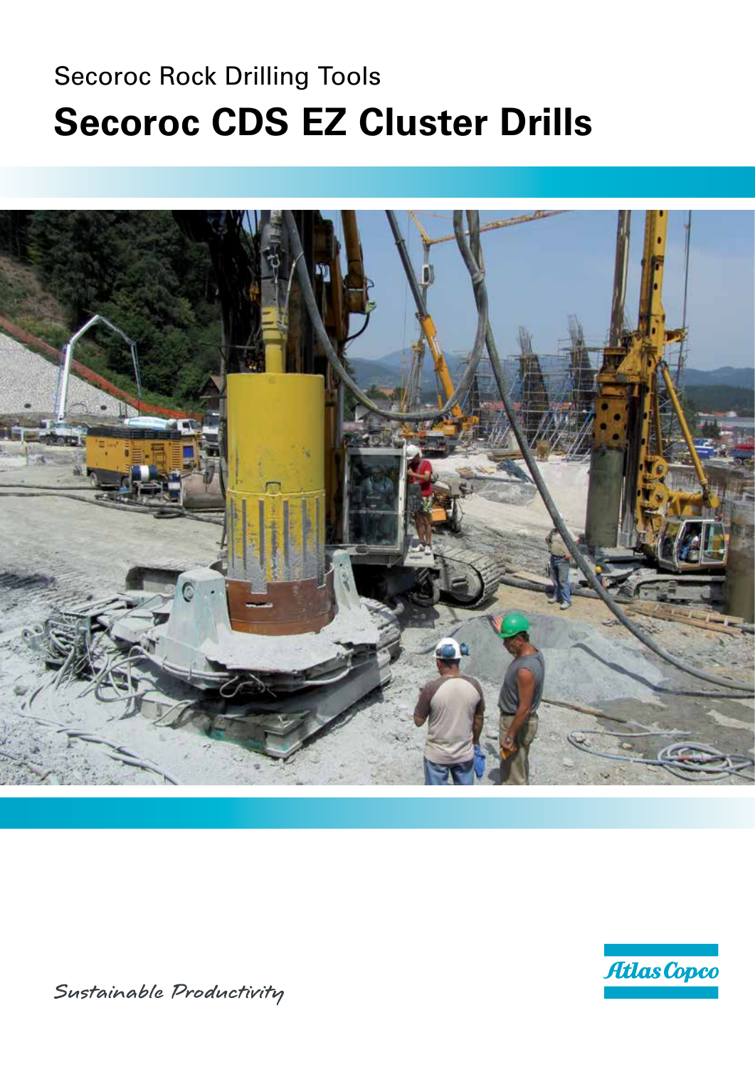Secoroc Rock Drilling Tools

# Secoroc CDS EZ Cluster Drills

Sustainable Productivity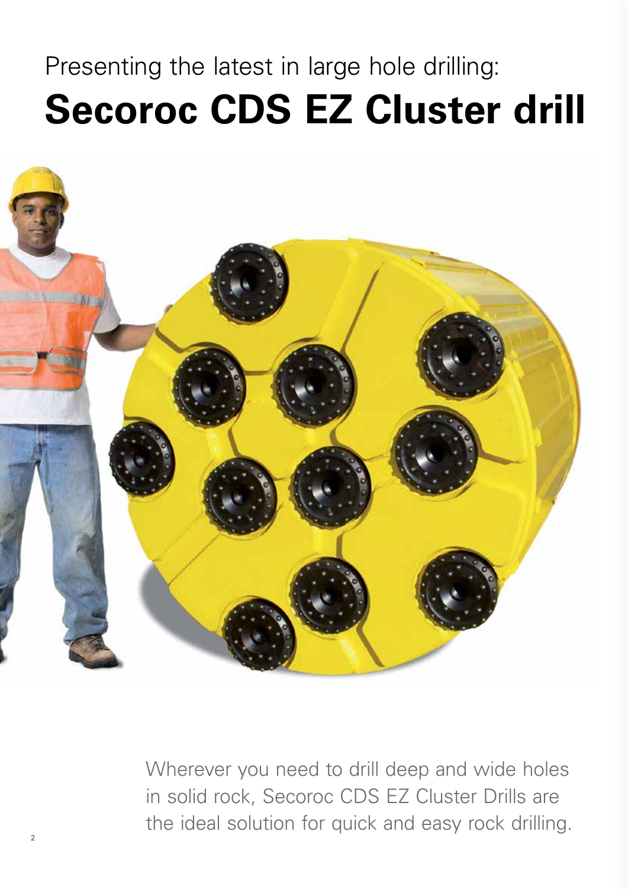Presenting the latest in large hole drilling:

# Secoroc CDS EZ Cluster drill

Wherever you need to drill deep and wide holes in solid rock, Secoroc CDS EZ Cluster Drills are the ideal solution for quick and easy rock drilling.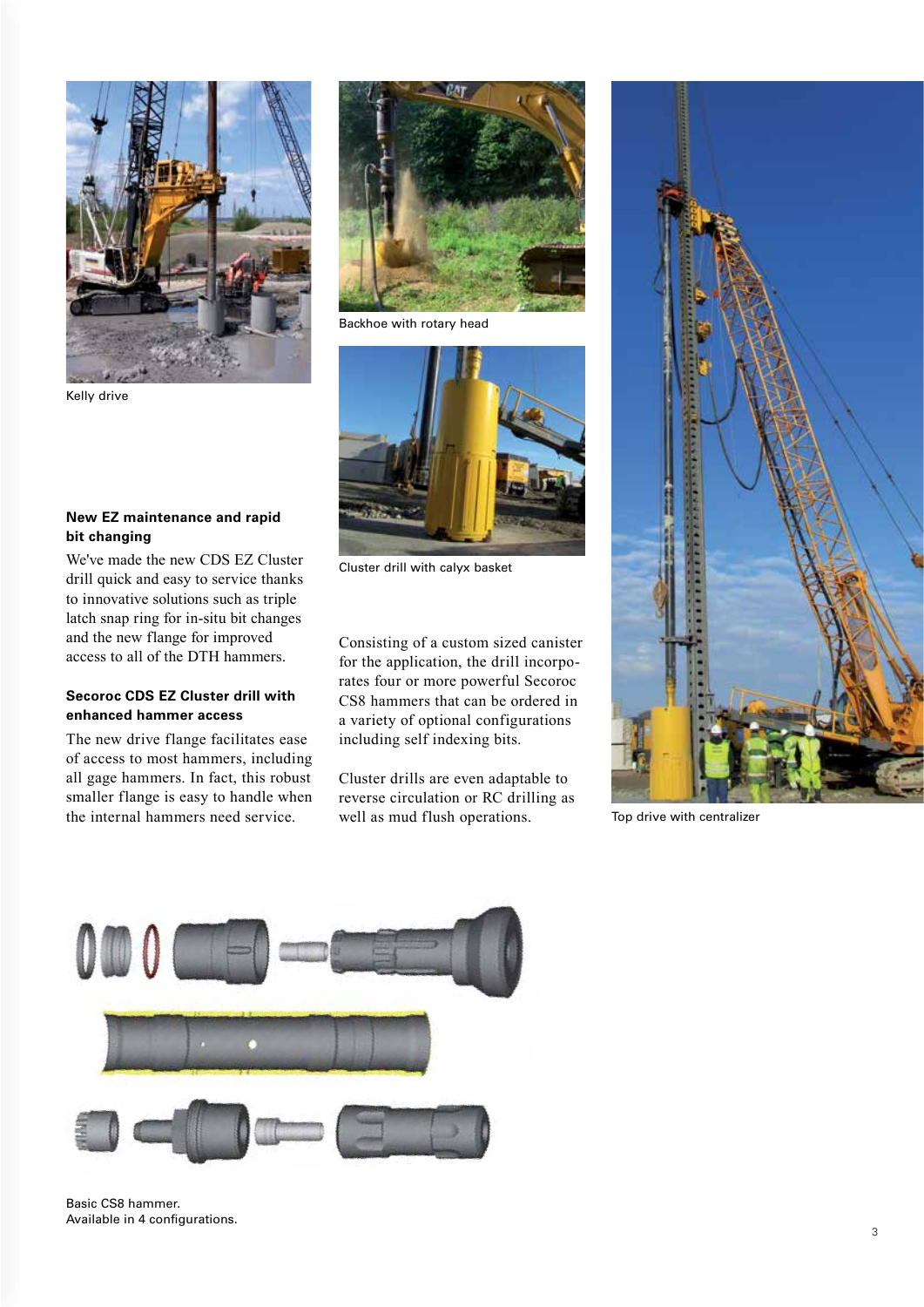Kelly drive

Backhoe with rotary head

Cluster drill with calyx basket

Top drive with centralizer

#### New EZ maintenance and rapid bit changing

We've made the new CDS EZ Cluster drill quick and easy to service thanks to innovative solutions such as triple latch snap ring for in-situ bit changes and the new flange for improved access to all of the DTH hammers.

#### Secoroc CDS EZ Cluster drill with enhanced hammer access

The new drive flange facilitates ease of access to most hammers, including all gage hammers. In fact, this robust smaller flange is easy to handle when the internal hammers need service.

Consisting of a custom sized canister for the application, the drill incorporates four or more powerful Secoroc CS8 hammers that can be ordered in a variety of optional configurations including self indexing bits.

Cluster drills are even adaptable to reverse circulation or RC drilling as well as mud flush operations.

Basic CS8 hammer.
Available in 4 configurations.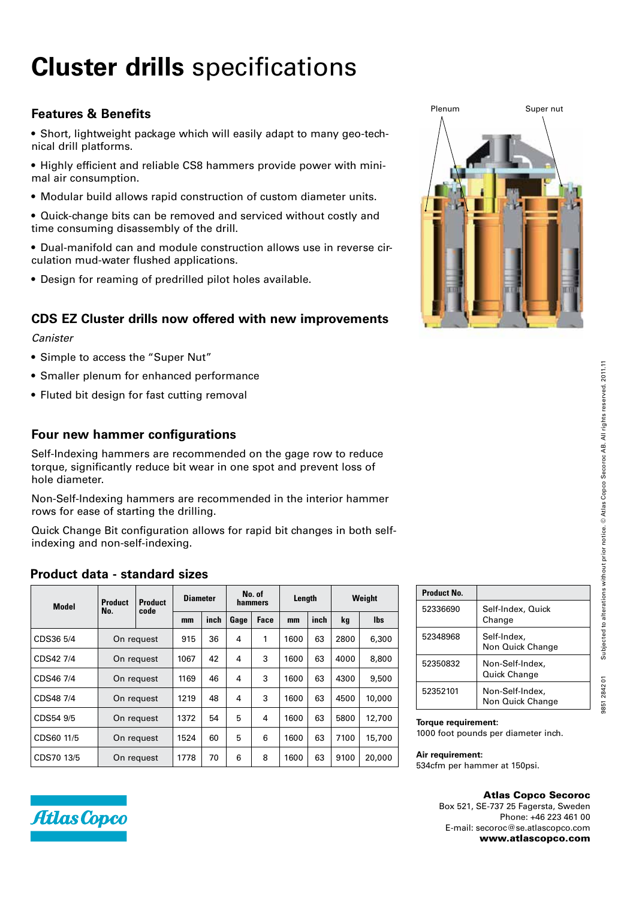# **Cluster drills** specifications

## Features & Benefits

- Short, lightweight package which will easily adapt to many geo-technical drill platforms.
- Highly efficient and reliable CS8 hammers provide power with minimal air consumption.
- Modular build allows rapid construction of custom diameter units.
- Quick-change bits can be removed and serviced without costly and time consuming disassembly of the drill.
- Dual-manifold can and module construction allows use in reverse circulation mud-water flushed applications.
- Design for reaming of predrilled pilot holes available.

Plenum

Super nut

## CDS EZ Cluster drills now offered with new improvements

*Canister*

- Simple to access the "Super Nut"
- Smaller plenum for enhanced performance
- Fluted bit design for fast cutting removal

## Four new hammer configurations

Self-Indexing hammers are recommended on the gage row to reduce torque, significantly reduce bit wear in one spot and prevent loss of hole diameter.

Non-Self-Indexing hammers are recommended in the interior hammer rows for ease of starting the drilling.

Quick Change Bit configuration allows for rapid bit changes in both self-indexing and non-self-indexing.

## Product data - standard sizes

| Model | Product No. | Product code | Diameter | | No. of hammers | | Length | | Weight | |
|---|---|---|---|---|---|---|---|---|---|---|
| | | | mm | inch | Gage | Face | mm | inch | kg | lbs |
| CDS36 5/4 | On request | | 915 | 36 | 4 | 1 | 1600 | 63 | 2800 | 6,300 |
| CDS42 7/4 | On request | | 1067 | 42 | 4 | 3 | 1600 | 63 | 4000 | 8,800 |
| CDS46 7/4 | On request | | 1169 | 46 | 4 | 3 | 1600 | 63 | 4300 | 9,500 |
| CDS48 7/4 | On request | | 1219 | 48 | 4 | 3 | 1600 | 63 | 4500 | 10,000 |
| CDS54 9/5 | On request | | 1372 | 54 | 5 | 4 | 1600 | 63 | 5800 | 12,700 |
| CDS60 11/5 | On request | | 1524 | 60 | 5 | 6 | 1600 | 63 | 7100 | 15,700 |
| CDS70 13/5 | On request | | 1778 | 70 | 6 | 8 | 1600 | 63 | 9100 | 20,000 |

| Product No. | |
|---|---|
| 52336690 | Self-Index, Quick Change |
| 52348968 | Self-Index, Non Quick Change |
| 52350832 | Non-Self-Index, Quick Change |
| 52352101 | Non-Self-Index, Non Quick Change |

**Torque requirement:**
1000 foot pounds per diameter inch.

**Air requirement:**
534cfm per hammer at 150psi.

Subjected to alterations without prior notice. © Atlas Copco Secoroc AB. All rights reserved. 2011.11

9851 2842 01

**Atlas Copco Secoroc**
Box 521, SE-737 25 Fagersta, Sweden
Phone: +46 223 461 00
E-mail: secoroc@se.atlascopco.com
**www.atlascopco.com**